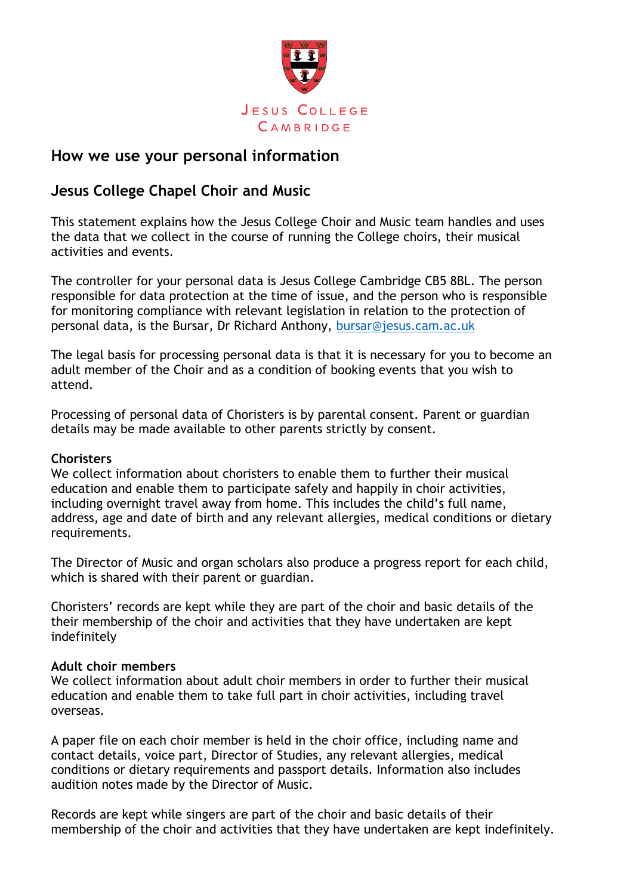JESUS COLLEGE
CAMBRIDGE

# How we use your personal information

## Jesus College Chapel Choir and Music

This statement explains how the Jesus College Choir and Music team handles and uses the data that we collect in the course of running the College choirs, their musical activities and events.

The controller for your personal data is Jesus College Cambridge CB5 8BL. The person responsible for data protection at the time of issue, and the person who is responsible for monitoring compliance with relevant legislation in relation to the protection of personal data, is the Bursar, Dr Richard Anthony, bursar@jesus.cam.ac.uk

The legal basis for processing personal data is that it is necessary for you to become an adult member of the Choir and as a condition of booking events that you wish to attend.

Processing of personal data of Choristers is by parental consent. Parent or guardian details may be made available to other parents strictly by consent.

**Choristers**
We collect information about choristers to enable them to further their musical education and enable them to participate safely and happily in choir activities, including overnight travel away from home. This includes the child's full name, address, age and date of birth and any relevant allergies, medical conditions or dietary requirements.

The Director of Music and organ scholars also produce a progress report for each child, which is shared with their parent or guardian.

Choristers' records are kept while they are part of the choir and basic details of the their membership of the choir and activities that they have undertaken are kept indefinitely

**Adult choir members**
We collect information about adult choir members in order to further their musical education and enable them to take full part in choir activities, including travel overseas.

A paper file on each choir member is held in the choir office, including name and contact details, voice part, Director of Studies, any relevant allergies, medical conditions or dietary requirements and passport details. Information also includes audition notes made by the Director of Music.

Records are kept while singers are part of the choir and basic details of their membership of the choir and activities that they have undertaken are kept indefinitely.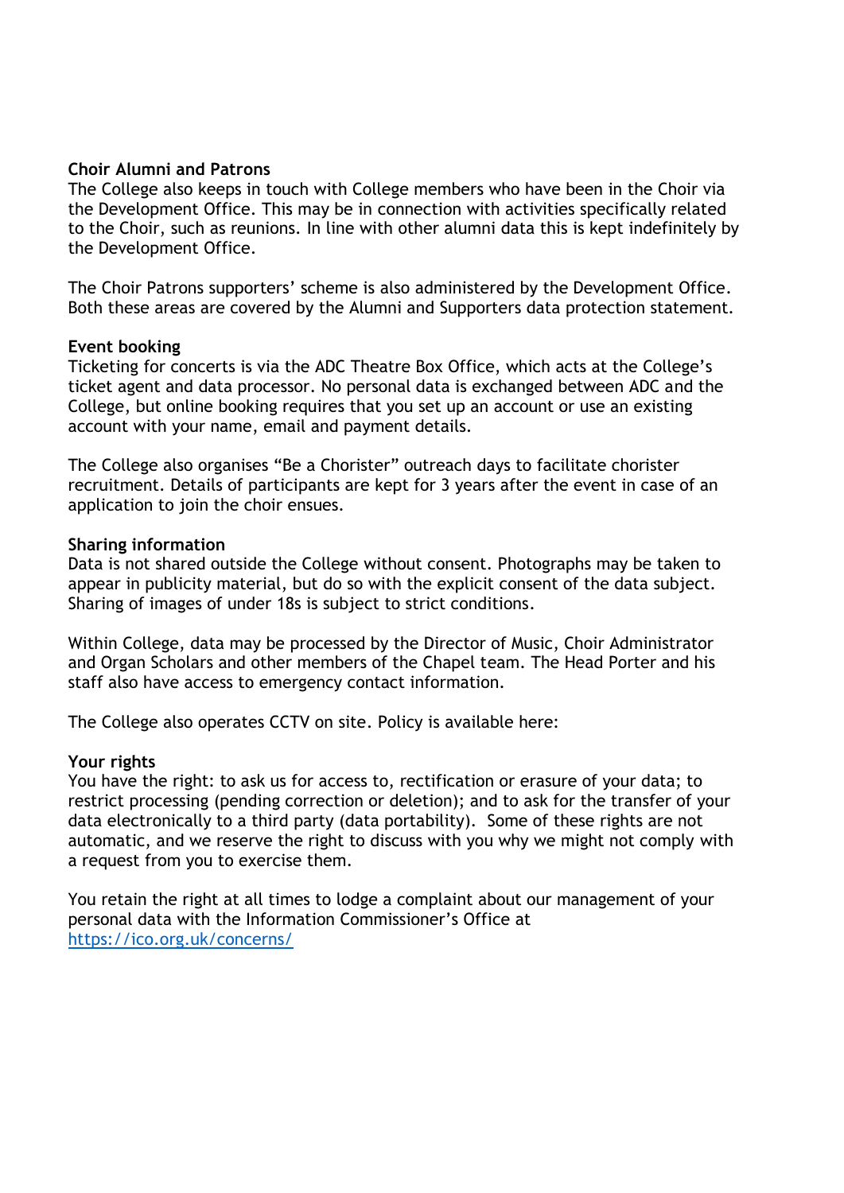**Choir Alumni and Patrons**

The College also keeps in touch with College members who have been in the Choir via the Development Office. This may be in connection with activities specifically related to the Choir, such as reunions. In line with other alumni data this is kept indefinitely by the Development Office.

The Choir Patrons supporters' scheme is also administered by the Development Office. Both these areas are covered by the Alumni and Supporters data protection statement.

**Event booking**

Ticketing for concerts is via the ADC Theatre Box Office, which acts at the College's ticket agent and data processor. No personal data is exchanged between ADC and the College, but online booking requires that you set up an account or use an existing account with your name, email and payment details.

The College also organises "Be a Chorister" outreach days to facilitate chorister recruitment. Details of participants are kept for 3 years after the event in case of an application to join the choir ensues.

**Sharing information**

Data is not shared outside the College without consent. Photographs may be taken to appear in publicity material, but do so with the explicit consent of the data subject. Sharing of images of under 18s is subject to strict conditions.

Within College, data may be processed by the Director of Music, Choir Administrator and Organ Scholars and other members of the Chapel team. The Head Porter and his staff also have access to emergency contact information.

The College also operates CCTV on site. Policy is available here:

**Your rights**

You have the right: to ask us for access to, rectification or erasure of your data; to restrict processing (pending correction or deletion); and to ask for the transfer of your data electronically to a third party (data portability). Some of these rights are not automatic, and we reserve the right to discuss with you why we might not comply with a request from you to exercise them.

You retain the right at all times to lodge a complaint about our management of your personal data with the Information Commissioner's Office at https://ico.org.uk/concerns/